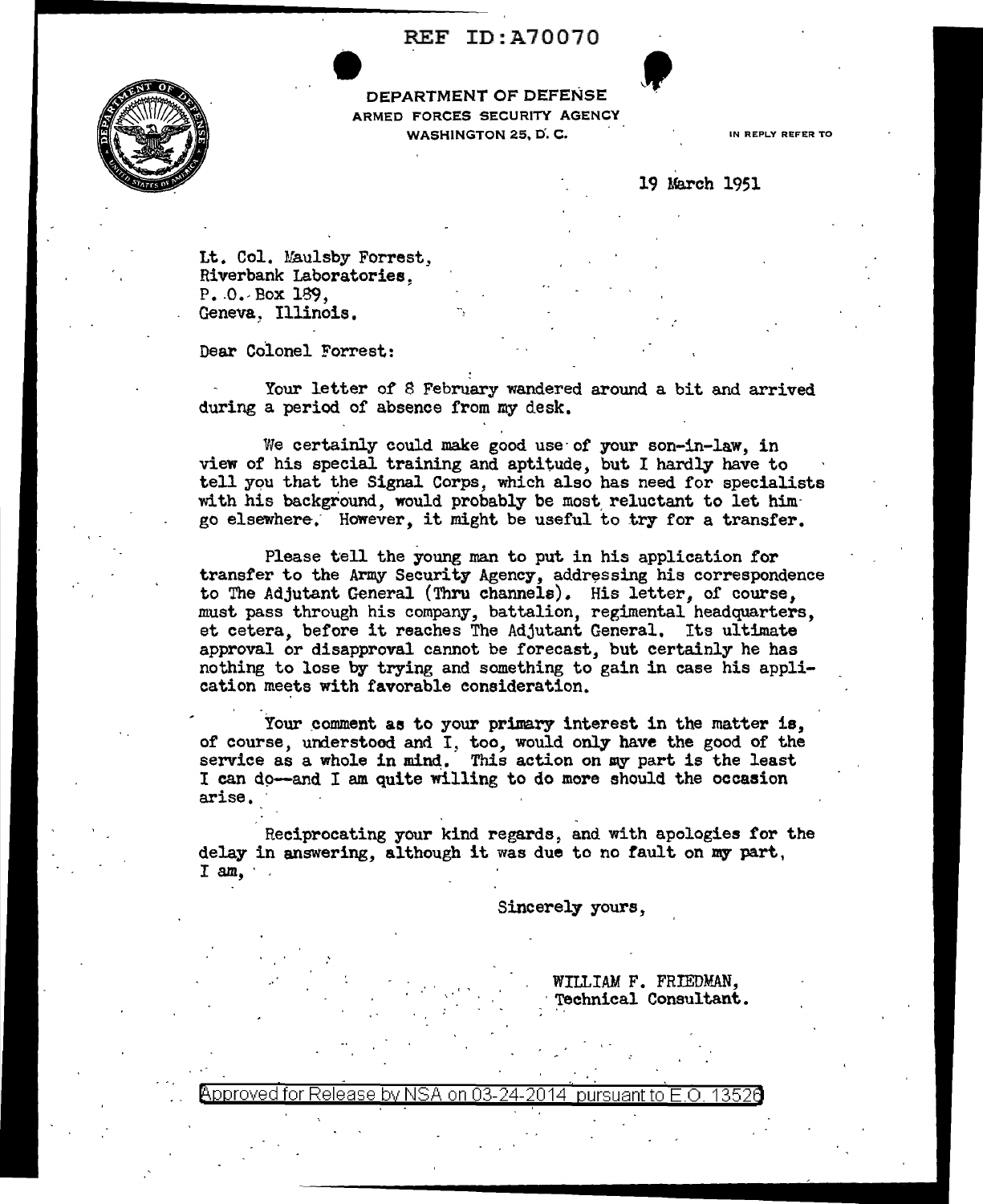REF ID:A70070

DEPARTMENT OF DEFENSE
ARMED FORCES SECURITY AGENCY
WASHINGTON 25, D. C.

IN REPLY REFER TO

19 March 1951

Lt. Col. Maulsby Forrest,
Riverbank Laboratories,
P. O. Box 189,
Geneva, Illinois.

Dear Colonel Forrest:

Your letter of 8 February wandered around a bit and arrived during a period of absence from my desk.

We certainly could make good use of your son-in-law, in view of his special training and aptitude, but I hardly have to tell you that the Signal Corps, which also has need for specialists with his background, would probably be most reluctant to let him go elsewhere. However, it might be useful to try for a transfer.

Please tell the young man to put in his application for transfer to the Army Security Agency, addressing his correspondence to The Adjutant General (Thru channels). His letter, of course, must pass through his company, battalion, regimental headquarters, et cetera, before it reaches The Adjutant General. Its ultimate approval or disapproval cannot be forecast, but certainly he has nothing to lose by trying and something to gain in case his application meets with favorable consideration.

Your comment as to your primary interest in the matter is, of course, understood and I, too, would only have the good of the service as a whole in mind. This action on my part is the least I can do--and I am quite willing to do more should the occasion arise.

Reciprocating your kind regards, and with apologies for the delay in answering, although it was due to no fault on my part, I am,

Sincerely yours,

WILLIAM F. FRIEDMAN,
Technical Consultant.

Approved for Release by NSA on 03-24-2014 pursuant to E.O. 13526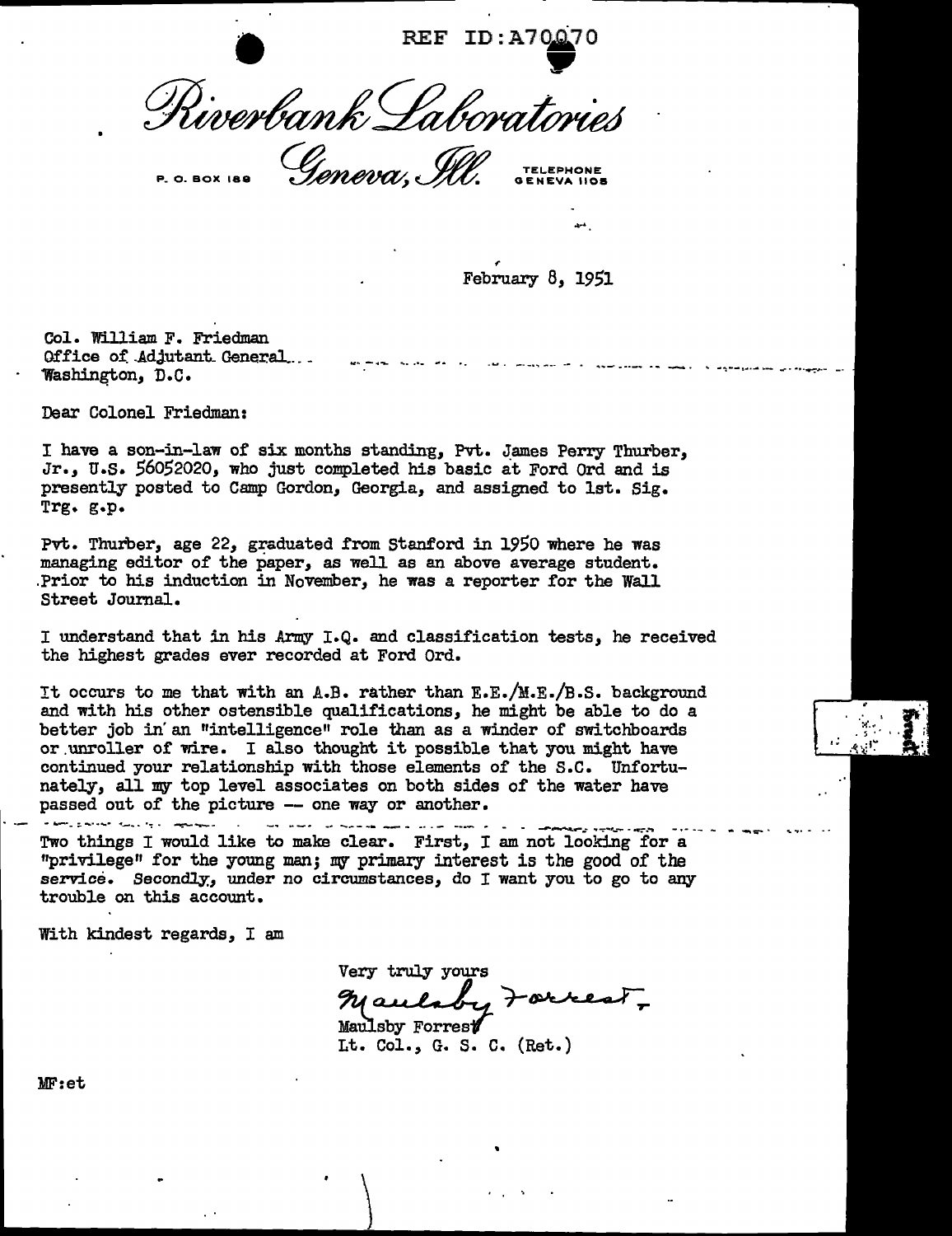REF ID:A70070

Riverbank Laboratories

P. O. BOX 189 Geneva, Ill. TELEPHONE GENEVA 1105

February 8, 1951

Col. William F. Friedman
Office of Adjutant General
Washington, D.C.

Dear Colonel Friedman:

I have a son-in-law of six months standing, Pvt. James Perry Thurber, Jr., U.S. 56052020, who just completed his basic at Ford Ord and is presently posted to Camp Gordon, Georgia, and assigned to 1st. Sig. Trg. g.p.

Pvt. Thurber, age 22, graduated from Stanford in 1950 where he was managing editor of the paper, as well as an above average student. Prior to his induction in November, he was a reporter for the Wall Street Journal.

I understand that in his Army I.Q. and classification tests, he received the highest grades ever recorded at Ford Ord.

It occurs to me that with an A.B. rather than E.E./M.E./B.S. background and with his other ostensible qualifications, he might be able to do a better job in an "intelligence" role than as a winder of switchboards or unroller of wire. I also thought it possible that you might have continued your relationship with those elements of the S.C. Unfortunately, all my top level associates on both sides of the water have passed out of the picture -- one way or another.

Two things I would like to make clear. First, I am not looking for a "privilege" for the young man; my primary interest is the good of the service. Secondly, under no circumstances, do I want you to go to any trouble on this account.

With kindest regards, I am

Very truly yours

Maulsby Forrest

Maulsby Forrest
Lt. Col., G. S. C. (Ret.)

MF:et